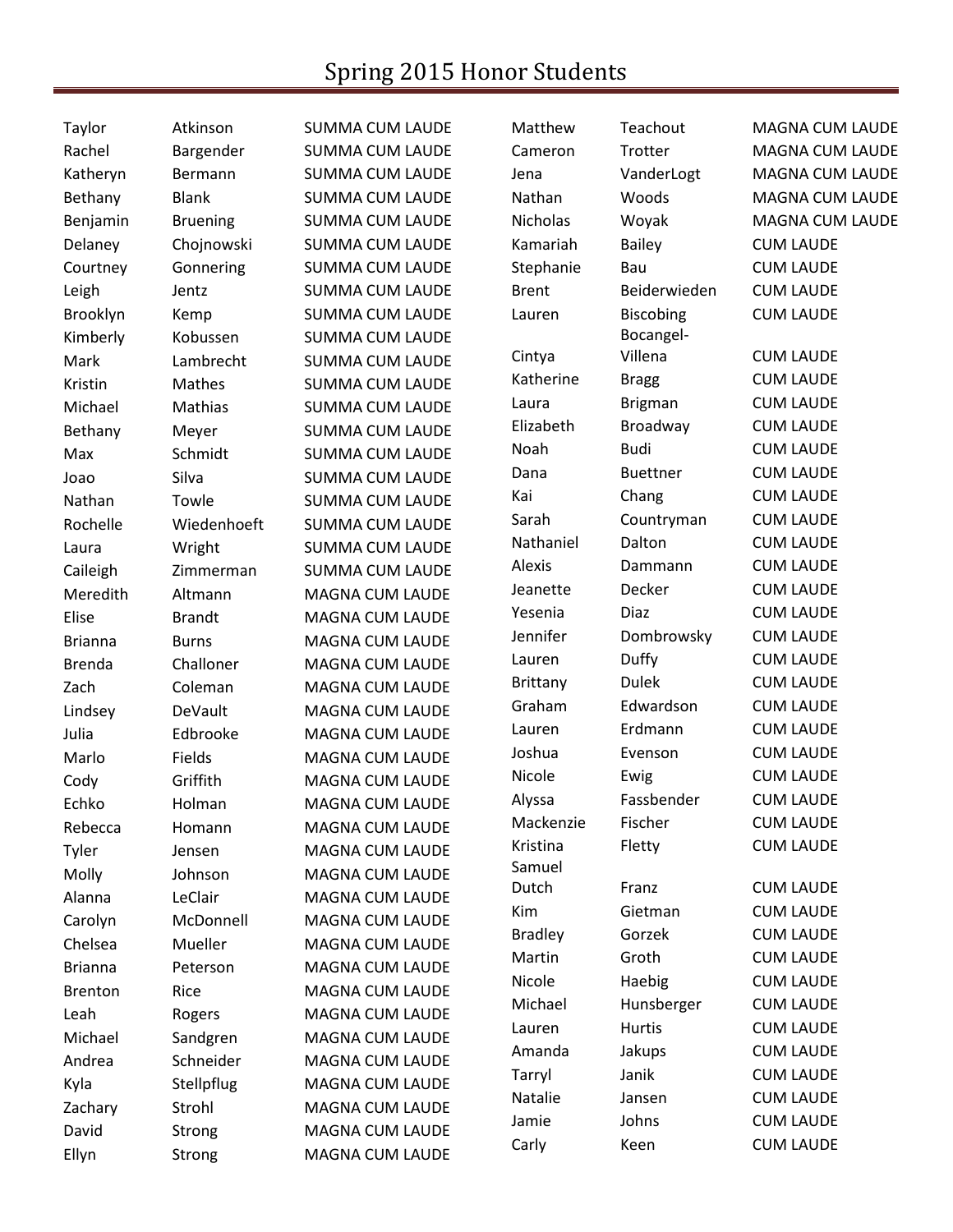# Spring 2015 Honor Students

| First Name | Last Name | Honor |
|---|---|---|
| Taylor | Atkinson | SUMMA CUM LAUDE |
| Rachel | Bargender | SUMMA CUM LAUDE |
| Katheryn | Bermann | SUMMA CUM LAUDE |
| Bethany | Blank | SUMMA CUM LAUDE |
| Benjamin | Bruening | SUMMA CUM LAUDE |
| Delaney | Chojnowski | SUMMA CUM LAUDE |
| Courtney | Gonnering | SUMMA CUM LAUDE |
| Leigh | Jentz | SUMMA CUM LAUDE |
| Brooklyn | Kemp | SUMMA CUM LAUDE |
| Kimberly | Kobussen | SUMMA CUM LAUDE |
| Mark | Lambrecht | SUMMA CUM LAUDE |
| Kristin | Mathes | SUMMA CUM LAUDE |
| Michael | Mathias | SUMMA CUM LAUDE |
| Bethany | Meyer | SUMMA CUM LAUDE |
| Max | Schmidt | SUMMA CUM LAUDE |
| Joao | Silva | SUMMA CUM LAUDE |
| Nathan | Towle | SUMMA CUM LAUDE |
| Rochelle | Wiedenhoeft | SUMMA CUM LAUDE |
| Laura | Wright | SUMMA CUM LAUDE |
| Caileigh | Zimmerman | SUMMA CUM LAUDE |
| Meredith | Altmann | MAGNA CUM LAUDE |
| Elise | Brandt | MAGNA CUM LAUDE |
| Brianna | Burns | MAGNA CUM LAUDE |
| Brenda | Challoner | MAGNA CUM LAUDE |
| Zach | Coleman | MAGNA CUM LAUDE |
| Lindsey | DeVault | MAGNA CUM LAUDE |
| Julia | Edbrooke | MAGNA CUM LAUDE |
| Marlo | Fields | MAGNA CUM LAUDE |
| Cody | Griffith | MAGNA CUM LAUDE |
| Echko | Holman | MAGNA CUM LAUDE |
| Rebecca | Homann | MAGNA CUM LAUDE |
| Tyler | Jensen | MAGNA CUM LAUDE |
| Molly | Johnson | MAGNA CUM LAUDE |
| Alanna | LeClair | MAGNA CUM LAUDE |
| Carolyn | McDonnell | MAGNA CUM LAUDE |
| Chelsea | Mueller | MAGNA CUM LAUDE |
| Brianna | Peterson | MAGNA CUM LAUDE |
| Brenton | Rice | MAGNA CUM LAUDE |
| Leah | Rogers | MAGNA CUM LAUDE |
| Michael | Sandgren | MAGNA CUM LAUDE |
| Andrea | Schneider | MAGNA CUM LAUDE |
| Kyla | Stellpflug | MAGNA CUM LAUDE |
| Zachary | Strohl | MAGNA CUM LAUDE |
| David | Strong | MAGNA CUM LAUDE |
| Ellyn | Strong | MAGNA CUM LAUDE |
| Matthew | Teachout | MAGNA CUM LAUDE |
| Cameron | Trotter | MAGNA CUM LAUDE |
| Jena | VanderLogt | MAGNA CUM LAUDE |
| Nathan | Woods | MAGNA CUM LAUDE |
| Nicholas | Woyak | MAGNA CUM LAUDE |
| Kamariah | Bailey | CUM LAUDE |
| Stephanie | Bau | CUM LAUDE |
| Brent | Beiderwieden | CUM LAUDE |
| Lauren | Biscobing | CUM LAUDE |
| Cintya | Bocangel-Villena | CUM LAUDE |
| Katherine | Bragg | CUM LAUDE |
| Laura | Brigman | CUM LAUDE |
| Elizabeth | Broadway | CUM LAUDE |
| Noah | Budi | CUM LAUDE |
| Dana | Buettner | CUM LAUDE |
| Kai | Chang | CUM LAUDE |
| Sarah | Countryman | CUM LAUDE |
| Nathaniel | Dalton | CUM LAUDE |
| Alexis | Dammann | CUM LAUDE |
| Jeanette | Decker | CUM LAUDE |
| Yesenia | Diaz | CUM LAUDE |
| Jennifer | Dombrowsky | CUM LAUDE |
| Lauren | Duffy | CUM LAUDE |
| Brittany | Dulek | CUM LAUDE |
| Graham | Edwardson | CUM LAUDE |
| Lauren | Erdmann | CUM LAUDE |
| Joshua | Evenson | CUM LAUDE |
| Nicole | Ewig | CUM LAUDE |
| Alyssa | Fassbender | CUM LAUDE |
| Mackenzie | Fischer | CUM LAUDE |
| Kristina | Fletty | CUM LAUDE |
| Samuel Dutch | Franz | CUM LAUDE |
| Kim | Gietman | CUM LAUDE |
| Bradley | Gorzek | CUM LAUDE |
| Martin | Groth | CUM LAUDE |
| Nicole | Haebig | CUM LAUDE |
| Michael | Hunsberger | CUM LAUDE |
| Lauren | Hurtis | CUM LAUDE |
| Amanda | Jakups | CUM LAUDE |
| Tarryl | Janik | CUM LAUDE |
| Natalie | Jansen | CUM LAUDE |
| Jamie | Johns | CUM LAUDE |
| Carly | Keen | CUM LAUDE |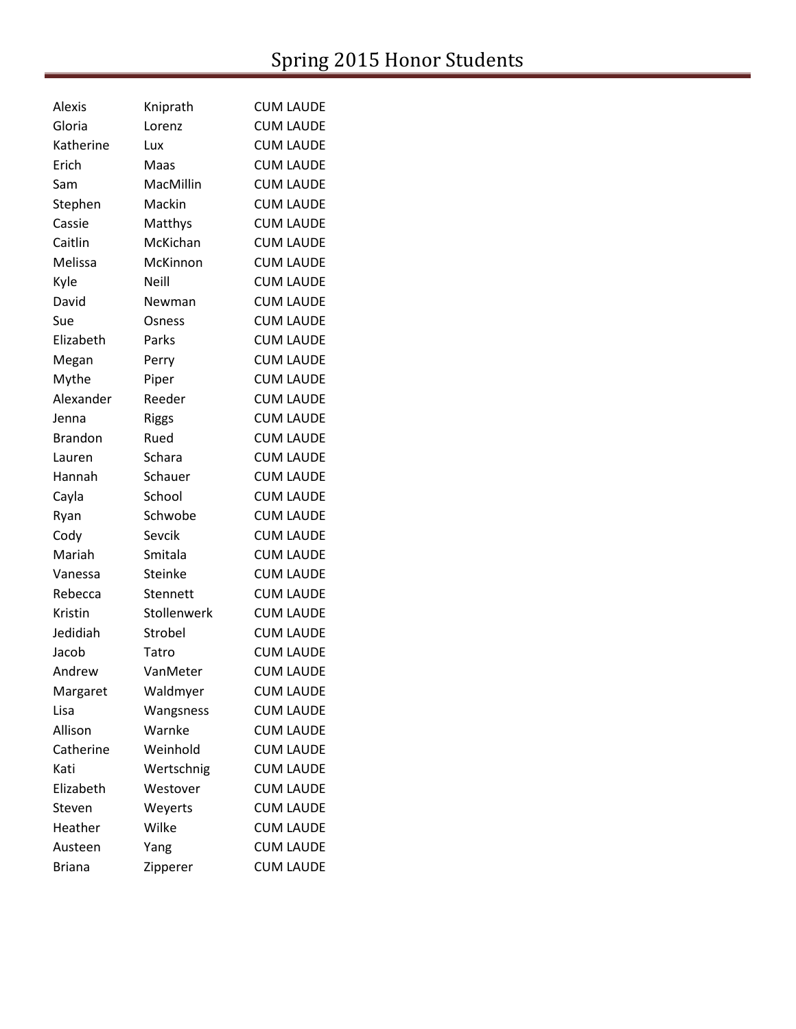# Spring 2015 Honor Students

| | | |
|---|---|---|
| Alexis | Kniprath | CUM LAUDE |
| Gloria | Lorenz | CUM LAUDE |
| Katherine | Lux | CUM LAUDE |
| Erich | Maas | CUM LAUDE |
| Sam | MacMillin | CUM LAUDE |
| Stephen | Mackin | CUM LAUDE |
| Cassie | Matthys | CUM LAUDE |
| Caitlin | McKichan | CUM LAUDE |
| Melissa | McKinnon | CUM LAUDE |
| Kyle | Neill | CUM LAUDE |
| David | Newman | CUM LAUDE |
| Sue | Osness | CUM LAUDE |
| Elizabeth | Parks | CUM LAUDE |
| Megan | Perry | CUM LAUDE |
| Mythe | Piper | CUM LAUDE |
| Alexander | Reeder | CUM LAUDE |
| Jenna | Riggs | CUM LAUDE |
| Brandon | Rued | CUM LAUDE |
| Lauren | Schara | CUM LAUDE |
| Hannah | Schauer | CUM LAUDE |
| Cayla | School | CUM LAUDE |
| Ryan | Schwobe | CUM LAUDE |
| Cody | Sevcik | CUM LAUDE |
| Mariah | Smitala | CUM LAUDE |
| Vanessa | Steinke | CUM LAUDE |
| Rebecca | Stennett | CUM LAUDE |
| Kristin | Stollenwerk | CUM LAUDE |
| Jedidiah | Strobel | CUM LAUDE |
| Jacob | Tatro | CUM LAUDE |
| Andrew | VanMeter | CUM LAUDE |
| Margaret | Waldmyer | CUM LAUDE |
| Lisa | Wangsness | CUM LAUDE |
| Allison | Warnke | CUM LAUDE |
| Catherine | Weinhold | CUM LAUDE |
| Kati | Wertschnig | CUM LAUDE |
| Elizabeth | Westover | CUM LAUDE |
| Steven | Weyerts | CUM LAUDE |
| Heather | Wilke | CUM LAUDE |
| Austeen | Yang | CUM LAUDE |
| Briana | Zipperer | CUM LAUDE |